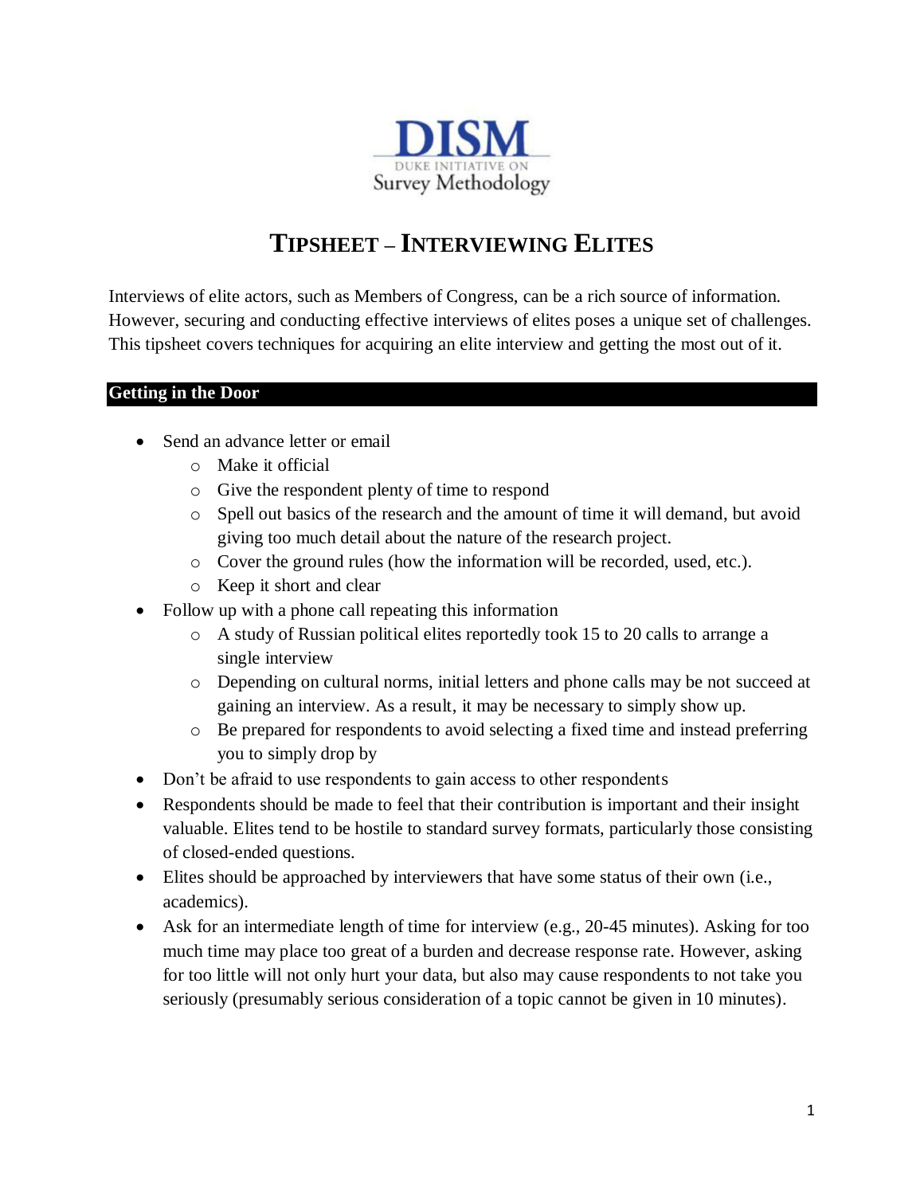DISM
DUKE INITIATIVE ON
Survey Methodology

# TIPSHEET – INTERVIEWING ELITES

Interviews of elite actors, such as Members of Congress, can be a rich source of information. However, securing and conducting effective interviews of elites poses a unique set of challenges. This tipsheet covers techniques for acquiring an elite interview and getting the most out of it.

## Getting in the Door

- Send an advance letter or email
  - Make it official
  - Give the respondent plenty of time to respond
  - Spell out basics of the research and the amount of time it will demand, but avoid giving too much detail about the nature of the research project.
  - Cover the ground rules (how the information will be recorded, used, etc.).
  - Keep it short and clear
- Follow up with a phone call repeating this information
  - A study of Russian political elites reportedly took 15 to 20 calls to arrange a single interview
  - Depending on cultural norms, initial letters and phone calls may be not succeed at gaining an interview. As a result, it may be necessary to simply show up.
  - Be prepared for respondents to avoid selecting a fixed time and instead preferring you to simply drop by
- Don't be afraid to use respondents to gain access to other respondents
- Respondents should be made to feel that their contribution is important and their insight valuable. Elites tend to be hostile to standard survey formats, particularly those consisting of closed-ended questions.
- Elites should be approached by interviewers that have some status of their own (i.e., academics).
- Ask for an intermediate length of time for interview (e.g., 20-45 minutes). Asking for too much time may place too great of a burden and decrease response rate. However, asking for too little will not only hurt your data, but also may cause respondents to not take you seriously (presumably serious consideration of a topic cannot be given in 10 minutes).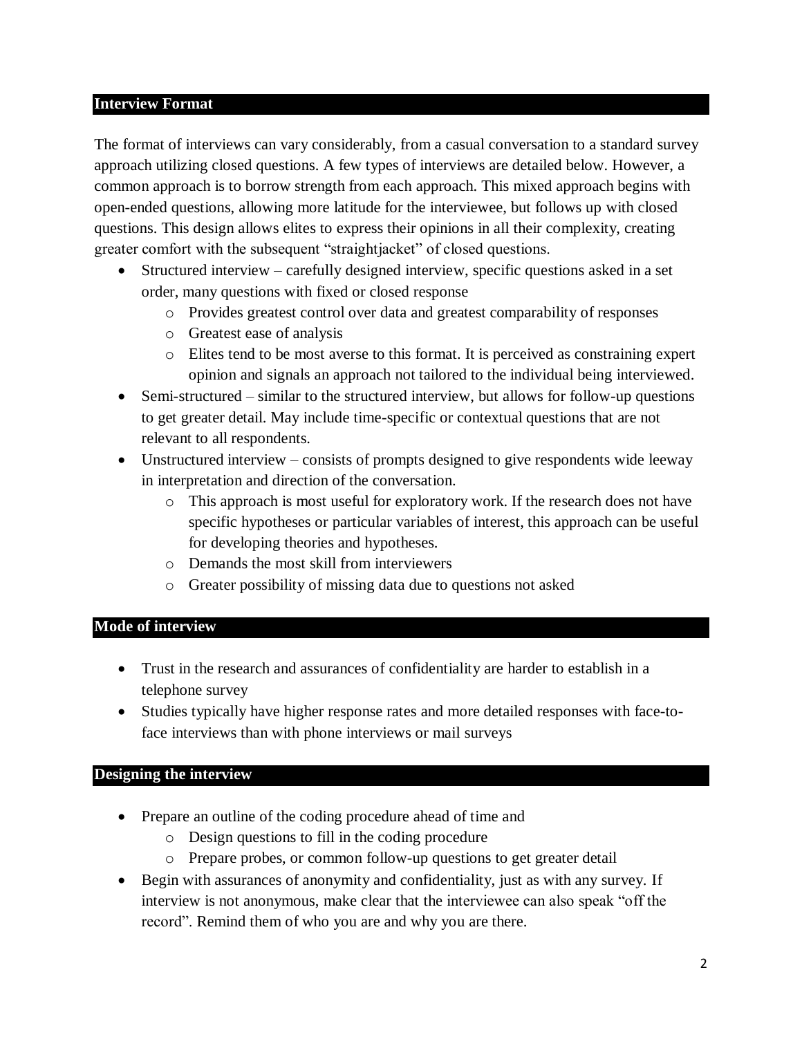## Interview Format

The format of interviews can vary considerably, from a casual conversation to a standard survey approach utilizing closed questions. A few types of interviews are detailed below. However, a common approach is to borrow strength from each approach. This mixed approach begins with open-ended questions, allowing more latitude for the interviewee, but follows up with closed questions. This design allows elites to express their opinions in all their complexity, creating greater comfort with the subsequent "straightjacket" of closed questions.

- Structured interview – carefully designed interview, specific questions asked in a set order, many questions with fixed or closed response
  - Provides greatest control over data and greatest comparability of responses
  - Greatest ease of analysis
  - Elites tend to be most averse to this format. It is perceived as constraining expert opinion and signals an approach not tailored to the individual being interviewed.
- Semi-structured – similar to the structured interview, but allows for follow-up questions to get greater detail. May include time-specific or contextual questions that are not relevant to all respondents.
- Unstructured interview – consists of prompts designed to give respondents wide leeway in interpretation and direction of the conversation.
  - This approach is most useful for exploratory work. If the research does not have specific hypotheses or particular variables of interest, this approach can be useful for developing theories and hypotheses.
  - Demands the most skill from interviewers
  - Greater possibility of missing data due to questions not asked

## Mode of interview

- Trust in the research and assurances of confidentiality are harder to establish in a telephone survey
- Studies typically have higher response rates and more detailed responses with face-to-face interviews than with phone interviews or mail surveys

## Designing the interview

- Prepare an outline of the coding procedure ahead of time and
  - Design questions to fill in the coding procedure
  - Prepare probes, or common follow-up questions to get greater detail
- Begin with assurances of anonymity and confidentiality, just as with any survey. If interview is not anonymous, make clear that the interviewee can also speak "off the record". Remind them of who you are and why you are there.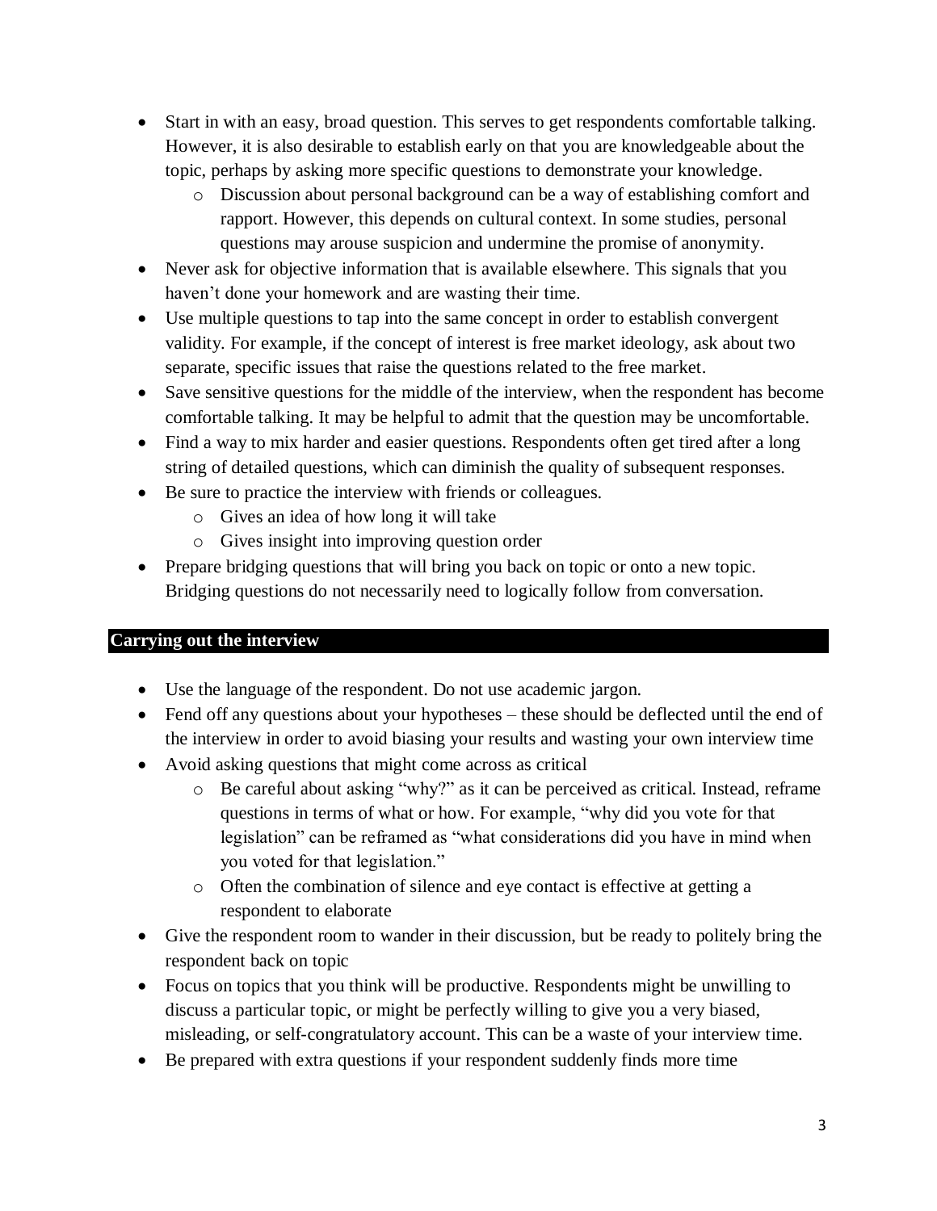- Start in with an easy, broad question. This serves to get respondents comfortable talking. However, it is also desirable to establish early on that you are knowledgeable about the topic, perhaps by asking more specific questions to demonstrate your knowledge.
    - Discussion about personal background can be a way of establishing comfort and rapport. However, this depends on cultural context. In some studies, personal questions may arouse suspicion and undermine the promise of anonymity.
- Never ask for objective information that is available elsewhere. This signals that you haven't done your homework and are wasting their time.
- Use multiple questions to tap into the same concept in order to establish convergent validity. For example, if the concept of interest is free market ideology, ask about two separate, specific issues that raise the questions related to the free market.
- Save sensitive questions for the middle of the interview, when the respondent has become comfortable talking. It may be helpful to admit that the question may be uncomfortable.
- Find a way to mix harder and easier questions. Respondents often get tired after a long string of detailed questions, which can diminish the quality of subsequent responses.
- Be sure to practice the interview with friends or colleagues.
    - Gives an idea of how long it will take
    - Gives insight into improving question order
- Prepare bridging questions that will bring you back on topic or onto a new topic. Bridging questions do not necessarily need to logically follow from conversation.

## Carrying out the interview

- Use the language of the respondent. Do not use academic jargon.
- Fend off any questions about your hypotheses – these should be deflected until the end of the interview in order to avoid biasing your results and wasting your own interview time
- Avoid asking questions that might come across as critical
    - Be careful about asking "why?" as it can be perceived as critical. Instead, reframe questions in terms of what or how. For example, "why did you vote for that legislation" can be reframed as "what considerations did you have in mind when you voted for that legislation."
    - Often the combination of silence and eye contact is effective at getting a respondent to elaborate
- Give the respondent room to wander in their discussion, but be ready to politely bring the respondent back on topic
- Focus on topics that you think will be productive. Respondents might be unwilling to discuss a particular topic, or might be perfectly willing to give you a very biased, misleading, or self-congratulatory account. This can be a waste of your interview time.
- Be prepared with extra questions if your respondent suddenly finds more time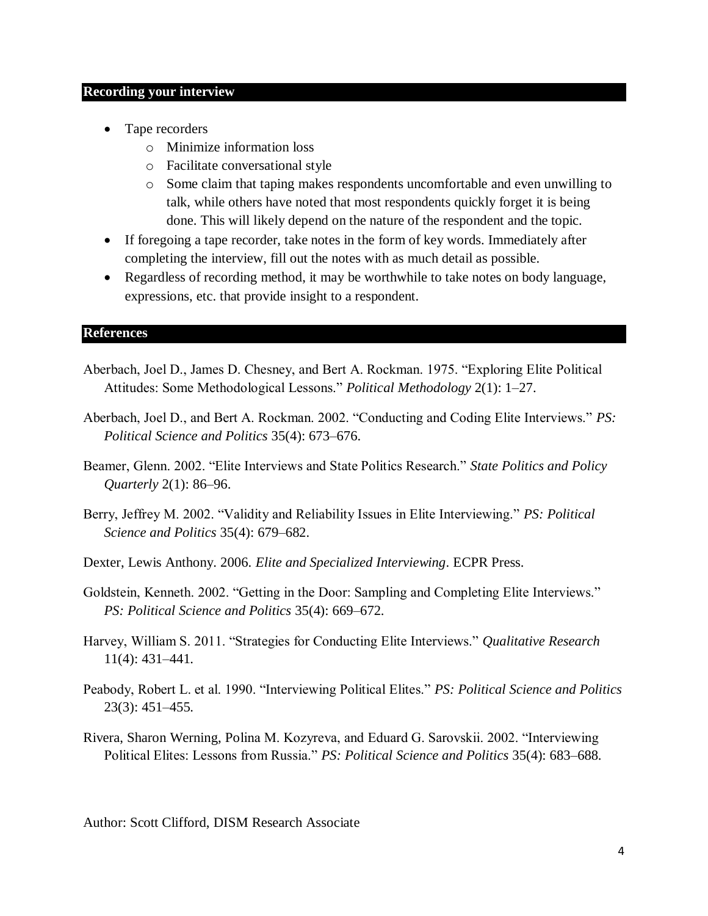## Recording your interview

- Tape recorders
  - Minimize information loss
  - Facilitate conversational style
  - Some claim that taping makes respondents uncomfortable and even unwilling to talk, while others have noted that most respondents quickly forget it is being done. This will likely depend on the nature of the respondent and the topic.
- If foregoing a tape recorder, take notes in the form of key words. Immediately after completing the interview, fill out the notes with as much detail as possible.
- Regardless of recording method, it may be worthwhile to take notes on body language, expressions, etc. that provide insight to a respondent.

## References

Aberbach, Joel D., James D. Chesney, and Bert A. Rockman. 1975. "Exploring Elite Political Attitudes: Some Methodological Lessons." *Political Methodology* 2(1): 1–27.

Aberbach, Joel D., and Bert A. Rockman. 2002. "Conducting and Coding Elite Interviews." *PS: Political Science and Politics* 35(4): 673–676.

Beamer, Glenn. 2002. "Elite Interviews and State Politics Research." *State Politics and Policy Quarterly* 2(1): 86–96.

Berry, Jeffrey M. 2002. "Validity and Reliability Issues in Elite Interviewing." *PS: Political Science and Politics* 35(4): 679–682.

Dexter, Lewis Anthony. 2006. *Elite and Specialized Interviewing*. ECPR Press.

Goldstein, Kenneth. 2002. "Getting in the Door: Sampling and Completing Elite Interviews." *PS: Political Science and Politics* 35(4): 669–672.

Harvey, William S. 2011. "Strategies for Conducting Elite Interviews." *Qualitative Research* 11(4): 431–441.

Peabody, Robert L. et al. 1990. "Interviewing Political Elites." *PS: Political Science and Politics* 23(3): 451–455.

Rivera, Sharon Werning, Polina M. Kozyreva, and Eduard G. Sarovskii. 2002. "Interviewing Political Elites: Lessons from Russia." *PS: Political Science and Politics* 35(4): 683–688.

Author: Scott Clifford, DISM Research Associate